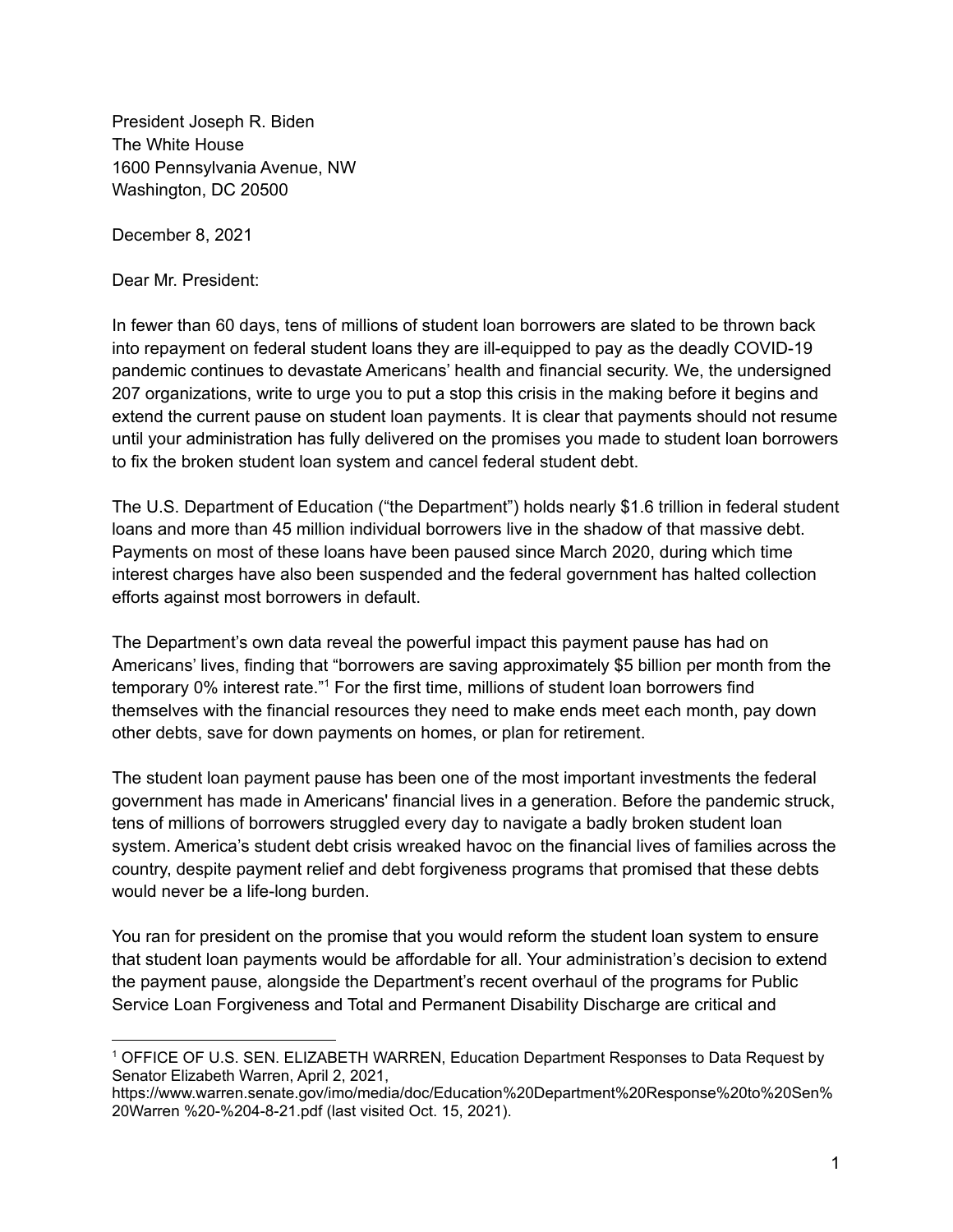President Joseph R. Biden
The White House
1600 Pennsylvania Avenue, NW
Washington, DC 20500

December 8, 2021

Dear Mr. President:

In fewer than 60 days, tens of millions of student loan borrowers are slated to be thrown back into repayment on federal student loans they are ill-equipped to pay as the deadly COVID-19 pandemic continues to devastate Americans' health and financial security. We, the undersigned 207 organizations, write to urge you to put a stop this crisis in the making before it begins and extend the current pause on student loan payments. It is clear that payments should not resume until your administration has fully delivered on the promises you made to student loan borrowers to fix the broken student loan system and cancel federal student debt.

The U.S. Department of Education ("the Department") holds nearly $1.6 trillion in federal student loans and more than 45 million individual borrowers live in the shadow of that massive debt. Payments on most of these loans have been paused since March 2020, during which time interest charges have also been suspended and the federal government has halted collection efforts against most borrowers in default.

The Department's own data reveal the powerful impact this payment pause has had on Americans' lives, finding that "borrowers are saving approximately $5 billion per month from the temporary 0% interest rate."[1] For the first time, millions of student loan borrowers find themselves with the financial resources they need to make ends meet each month, pay down other debts, save for down payments on homes, or plan for retirement.

The student loan payment pause has been one of the most important investments the federal government has made in Americans' financial lives in a generation. Before the pandemic struck, tens of millions of borrowers struggled every day to navigate a badly broken student loan system. America's student debt crisis wreaked havoc on the financial lives of families across the country, despite payment relief and debt forgiveness programs that promised that these debts would never be a life-long burden.

You ran for president on the promise that you would reform the student loan system to ensure that student loan payments would be affordable for all. Your administration's decision to extend the payment pause, alongside the Department's recent overhaul of the programs for Public Service Loan Forgiveness and Total and Permanent Disability Discharge are critical and

---

[1] OFFICE OF U.S. SEN. ELIZABETH WARREN, Education Department Responses to Data Request by Senator Elizabeth Warren, April 2, 2021, https://www.warren.senate.gov/imo/media/doc/Education%20Department%20Response%20to%20Sen%20Warren %20-%204-8-21.pdf (last visited Oct. 15, 2021).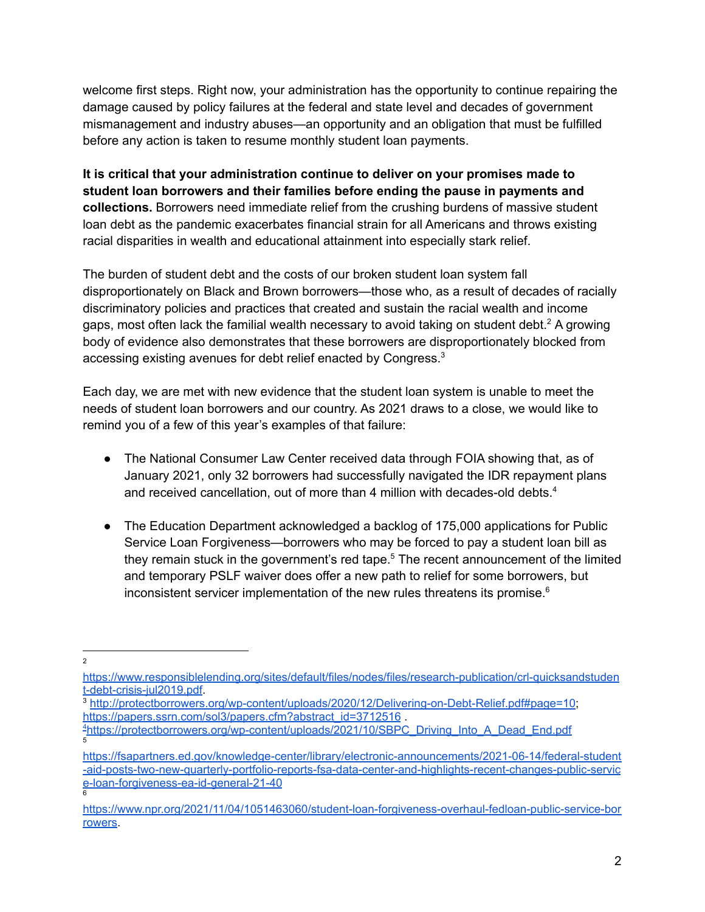welcome first steps. Right now, your administration has the opportunity to continue repairing the damage caused by policy failures at the federal and state level and decades of government mismanagement and industry abuses—an opportunity and an obligation that must be fulfilled before any action is taken to resume monthly student loan payments.

**It is critical that your administration continue to deliver on your promises made to student loan borrowers and their families before ending the pause in payments and collections.** Borrowers need immediate relief from the crushing burdens of massive student loan debt as the pandemic exacerbates financial strain for all Americans and throws existing racial disparities in wealth and educational attainment into especially stark relief.

The burden of student debt and the costs of our broken student loan system fall disproportionately on Black and Brown borrowers—those who, as a result of decades of racially discriminatory policies and practices that created and sustain the racial wealth and income gaps, most often lack the familial wealth necessary to avoid taking on student debt.[2] A growing body of evidence also demonstrates that these borrowers are disproportionately blocked from accessing existing avenues for debt relief enacted by Congress.[3]

Each day, we are met with new evidence that the student loan system is unable to meet the needs of student loan borrowers and our country. As 2021 draws to a close, we would like to remind you of a few of this year's examples of that failure:

- The National Consumer Law Center received data through FOIA showing that, as of January 2021, only 32 borrowers had successfully navigated the IDR repayment plans and received cancellation, out of more than 4 million with decades-old debts.[4]
- The Education Department acknowledged a backlog of 175,000 applications for Public Service Loan Forgiveness—borrowers who may be forced to pay a student loan bill as they remain stuck in the government's red tape.[5] The recent announcement of the limited and temporary PSLF waiver does offer a new path to relief for some borrowers, but inconsistent servicer implementation of the new rules threatens its promise.[6]

---

[2] https://www.responsiblelending.org/sites/default/files/nodes/files/research-publication/crl-quicksandstudent-debt-crisis-jul2019.pdf.

[3] http://protectborrowers.org/wp-content/uploads/2020/12/Delivering-on-Debt-Relief.pdf#page=10; https://papers.ssrn.com/sol3/papers.cfm?abstract_id=3712516 .

[4] https://protectborrowers.org/wp-content/uploads/2021/10/SBPC_Driving_Into_A_Dead_End.pdf

[5] https://fsapartners.ed.gov/knowledge-center/library/electronic-announcements/2021-06-14/federal-student-aid-posts-two-new-quarterly-portfolio-reports-fsa-data-center-and-highlights-recent-changes-public-service-loan-forgiveness-ea-id-general-21-40

[6] https://www.npr.org/2021/11/04/1051463060/student-loan-forgiveness-overhaul-fedloan-public-service-borrowers.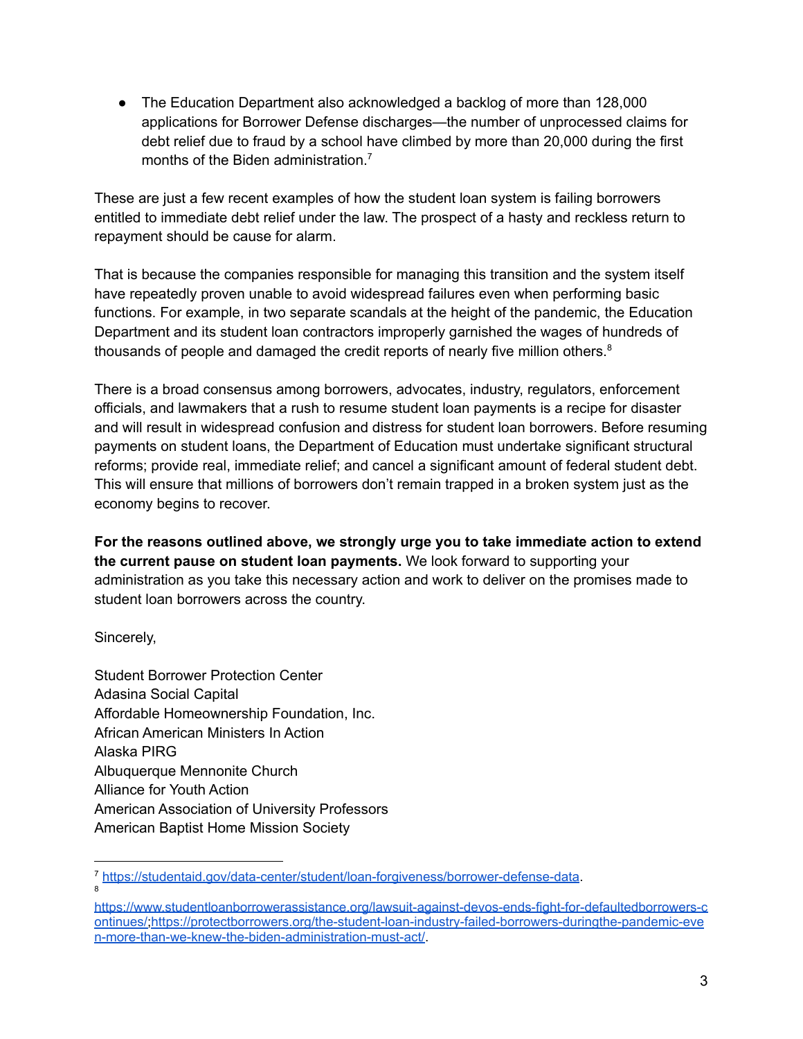- The Education Department also acknowledged a backlog of more than 128,000 applications for Borrower Defense discharges—the number of unprocessed claims for debt relief due to fraud by a school have climbed by more than 20,000 during the first months of the Biden administration.[7]

These are just a few recent examples of how the student loan system is failing borrowers entitled to immediate debt relief under the law. The prospect of a hasty and reckless return to repayment should be cause for alarm.

That is because the companies responsible for managing this transition and the system itself have repeatedly proven unable to avoid widespread failures even when performing basic functions. For example, in two separate scandals at the height of the pandemic, the Education Department and its student loan contractors improperly garnished the wages of hundreds of thousands of people and damaged the credit reports of nearly five million others.[8]

There is a broad consensus among borrowers, advocates, industry, regulators, enforcement officials, and lawmakers that a rush to resume student loan payments is a recipe for disaster and will result in widespread confusion and distress for student loan borrowers. Before resuming payments on student loans, the Department of Education must undertake significant structural reforms; provide real, immediate relief; and cancel a significant amount of federal student debt. This will ensure that millions of borrowers don't remain trapped in a broken system just as the economy begins to recover.

**For the reasons outlined above, we strongly urge you to take immediate action to extend the current pause on student loan payments.** We look forward to supporting your administration as you take this necessary action and work to deliver on the promises made to student loan borrowers across the country.

Sincerely,

Student Borrower Protection Center
Adasina Social Capital
Affordable Homeownership Foundation, Inc.
African American Ministers In Action
Alaska PIRG
Albuquerque Mennonite Church
Alliance for Youth Action
American Association of University Professors
American Baptist Home Mission Society

---

[7] https://studentaid.gov/data-center/student/loan-forgiveness/borrower-defense-data.

[8] https://www.studentloanborrowerassistance.org/lawsuit-against-devos-ends-fight-for-defaultedborrowers-continues/;https://protectborrowers.org/the-student-loan-industry-failed-borrowers-duringthe-pandemic-even-more-than-we-knew-the-biden-administration-must-act/.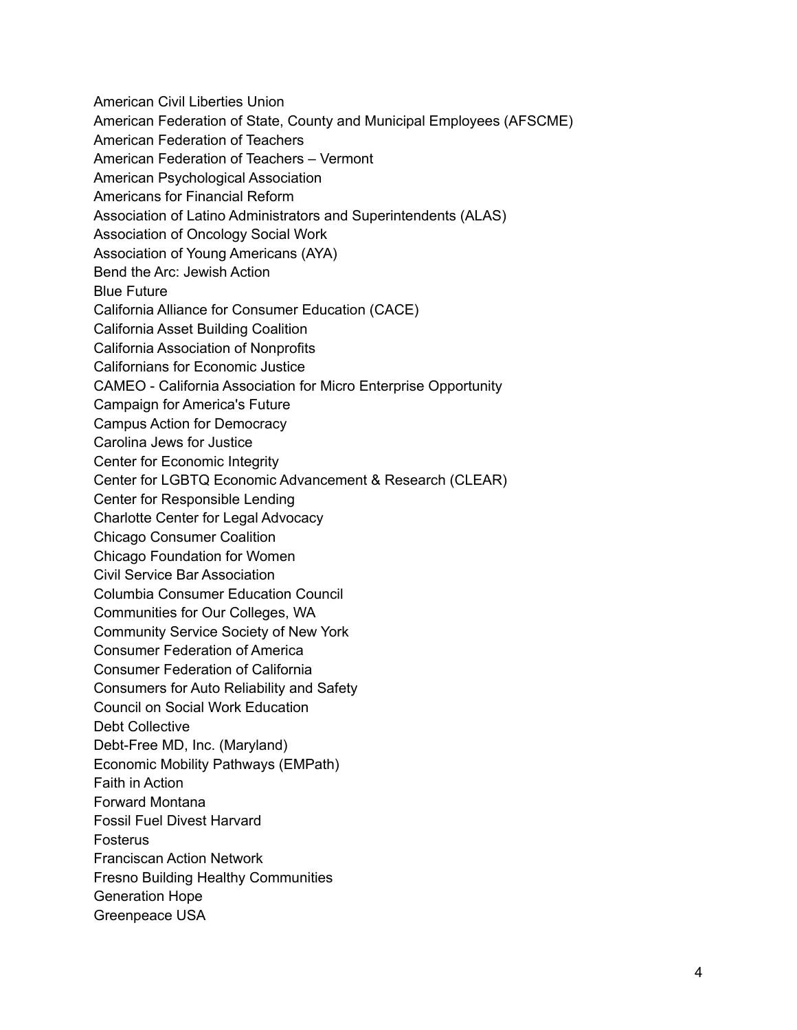American Civil Liberties Union
American Federation of State, County and Municipal Employees (AFSCME)
American Federation of Teachers
American Federation of Teachers – Vermont
American Psychological Association
Americans for Financial Reform
Association of Latino Administrators and Superintendents (ALAS)
Association of Oncology Social Work
Association of Young Americans (AYA)
Bend the Arc: Jewish Action
Blue Future
California Alliance for Consumer Education (CACE)
California Asset Building Coalition
California Association of Nonprofits
Californians for Economic Justice
CAMEO - California Association for Micro Enterprise Opportunity
Campaign for America's Future
Campus Action for Democracy
Carolina Jews for Justice
Center for Economic Integrity
Center for LGBTQ Economic Advancement & Research (CLEAR)
Center for Responsible Lending
Charlotte Center for Legal Advocacy
Chicago Consumer Coalition
Chicago Foundation for Women
Civil Service Bar Association
Columbia Consumer Education Council
Communities for Our Colleges, WA
Community Service Society of New York
Consumer Federation of America
Consumer Federation of California
Consumers for Auto Reliability and Safety
Council on Social Work Education
Debt Collective
Debt-Free MD, Inc. (Maryland)
Economic Mobility Pathways (EMPath)
Faith in Action
Forward Montana
Fossil Fuel Divest Harvard
Fosterus
Franciscan Action Network
Fresno Building Healthy Communities
Generation Hope
Greenpeace USA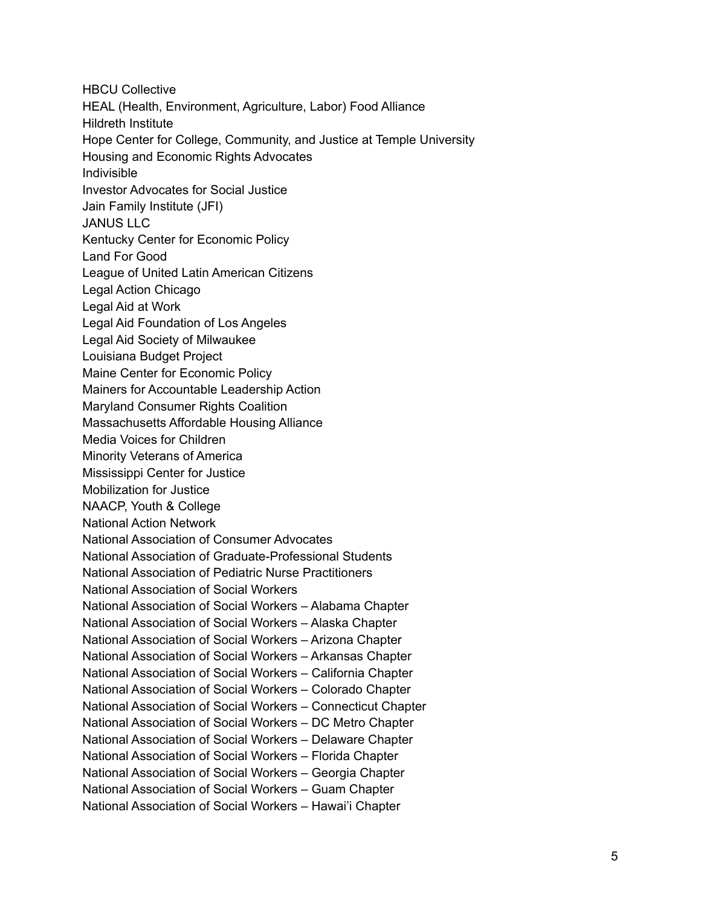HBCU Collective
HEAL (Health, Environment, Agriculture, Labor) Food Alliance
Hildreth Institute
Hope Center for College, Community, and Justice at Temple University
Housing and Economic Rights Advocates
Indivisible
Investor Advocates for Social Justice
Jain Family Institute (JFI)
JANUS LLC
Kentucky Center for Economic Policy
Land For Good
League of United Latin American Citizens
Legal Action Chicago
Legal Aid at Work
Legal Aid Foundation of Los Angeles
Legal Aid Society of Milwaukee
Louisiana Budget Project
Maine Center for Economic Policy
Mainers for Accountable Leadership Action
Maryland Consumer Rights Coalition
Massachusetts Affordable Housing Alliance
Media Voices for Children
Minority Veterans of America
Mississippi Center for Justice
Mobilization for Justice
NAACP, Youth & College
National Action Network
National Association of Consumer Advocates
National Association of Graduate-Professional Students
National Association of Pediatric Nurse Practitioners
National Association of Social Workers
National Association of Social Workers – Alabama Chapter
National Association of Social Workers – Alaska Chapter
National Association of Social Workers – Arizona Chapter
National Association of Social Workers – Arkansas Chapter
National Association of Social Workers – California Chapter
National Association of Social Workers – Colorado Chapter
National Association of Social Workers – Connecticut Chapter
National Association of Social Workers – DC Metro Chapter
National Association of Social Workers – Delaware Chapter
National Association of Social Workers – Florida Chapter
National Association of Social Workers – Georgia Chapter
National Association of Social Workers – Guam Chapter
National Association of Social Workers – Hawai'i Chapter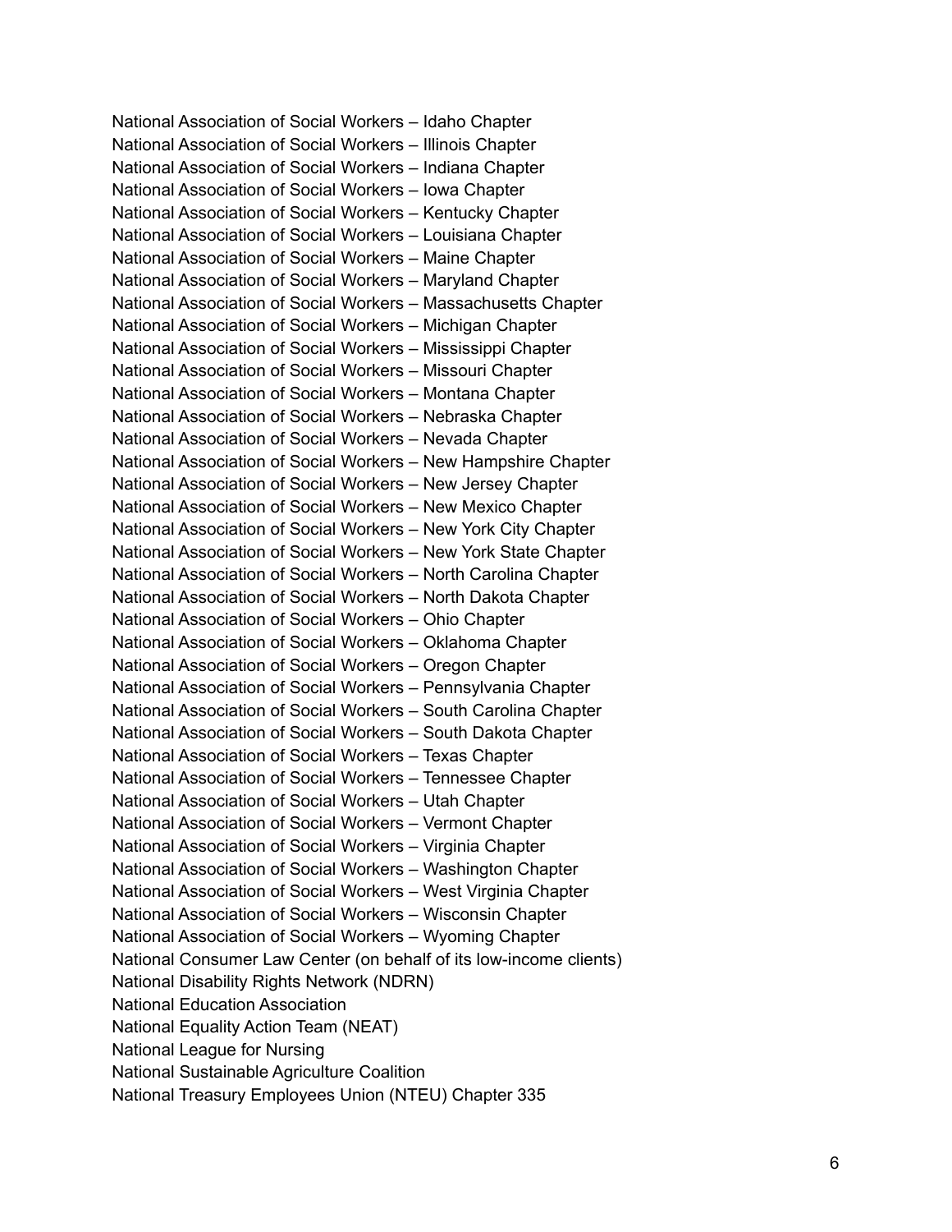National Association of Social Workers – Idaho Chapter
National Association of Social Workers – Illinois Chapter
National Association of Social Workers – Indiana Chapter
National Association of Social Workers – Iowa Chapter
National Association of Social Workers – Kentucky Chapter
National Association of Social Workers – Louisiana Chapter
National Association of Social Workers – Maine Chapter
National Association of Social Workers – Maryland Chapter
National Association of Social Workers – Massachusetts Chapter
National Association of Social Workers – Michigan Chapter
National Association of Social Workers – Mississippi Chapter
National Association of Social Workers – Missouri Chapter
National Association of Social Workers – Montana Chapter
National Association of Social Workers – Nebraska Chapter
National Association of Social Workers – Nevada Chapter
National Association of Social Workers – New Hampshire Chapter
National Association of Social Workers – New Jersey Chapter
National Association of Social Workers – New Mexico Chapter
National Association of Social Workers – New York City Chapter
National Association of Social Workers – New York State Chapter
National Association of Social Workers – North Carolina Chapter
National Association of Social Workers – North Dakota Chapter
National Association of Social Workers – Ohio Chapter
National Association of Social Workers – Oklahoma Chapter
National Association of Social Workers – Oregon Chapter
National Association of Social Workers – Pennsylvania Chapter
National Association of Social Workers – South Carolina Chapter
National Association of Social Workers – South Dakota Chapter
National Association of Social Workers – Texas Chapter
National Association of Social Workers – Tennessee Chapter
National Association of Social Workers – Utah Chapter
National Association of Social Workers – Vermont Chapter
National Association of Social Workers – Virginia Chapter
National Association of Social Workers – Washington Chapter
National Association of Social Workers – West Virginia Chapter
National Association of Social Workers – Wisconsin Chapter
National Association of Social Workers – Wyoming Chapter
National Consumer Law Center (on behalf of its low-income clients)
National Disability Rights Network (NDRN)
National Education Association
National Equality Action Team (NEAT)
National League for Nursing
National Sustainable Agriculture Coalition
National Treasury Employees Union (NTEU) Chapter 335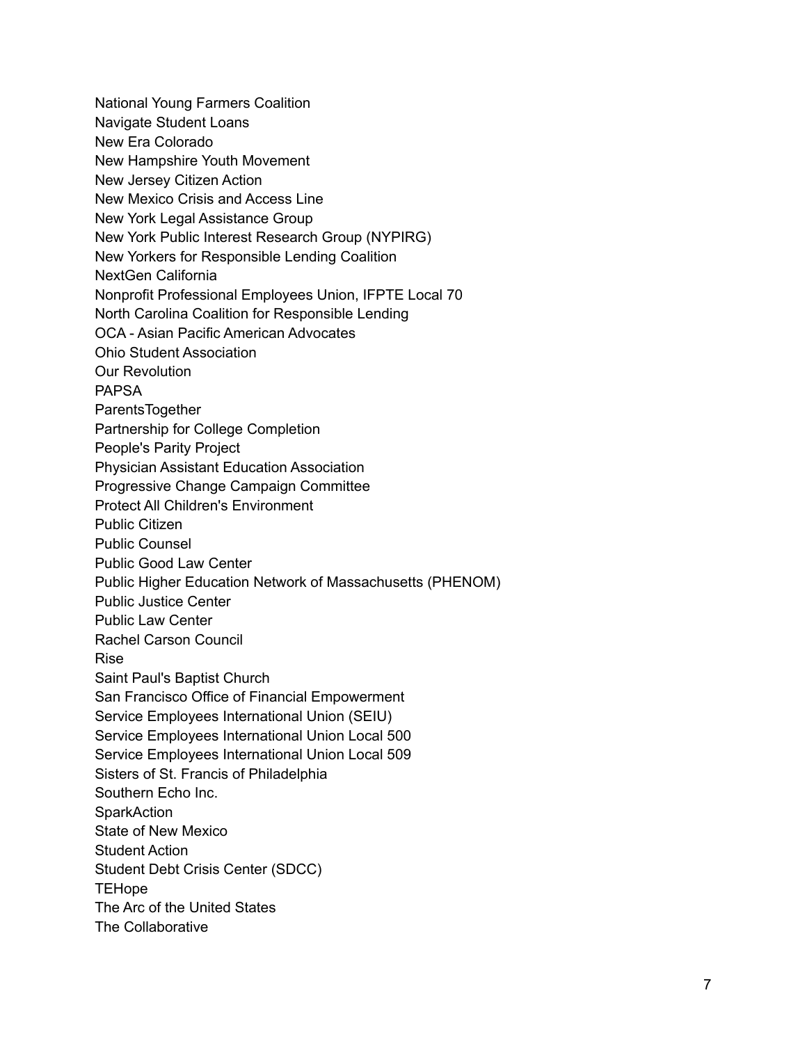National Young Farmers Coalition
Navigate Student Loans
New Era Colorado
New Hampshire Youth Movement
New Jersey Citizen Action
New Mexico Crisis and Access Line
New York Legal Assistance Group
New York Public Interest Research Group (NYPIRG)
New Yorkers for Responsible Lending Coalition
NextGen California
Nonprofit Professional Employees Union, IFPTE Local 70
North Carolina Coalition for Responsible Lending
OCA - Asian Pacific American Advocates
Ohio Student Association
Our Revolution
PAPSA
ParentsTogether
Partnership for College Completion
People's Parity Project
Physician Assistant Education Association
Progressive Change Campaign Committee
Protect All Children's Environment
Public Citizen
Public Counsel
Public Good Law Center
Public Higher Education Network of Massachusetts (PHENOM)
Public Justice Center
Public Law Center
Rachel Carson Council
Rise
Saint Paul's Baptist Church
San Francisco Office of Financial Empowerment
Service Employees International Union (SEIU)
Service Employees International Union Local 500
Service Employees International Union Local 509
Sisters of St. Francis of Philadelphia
Southern Echo Inc.
SparkAction
State of New Mexico
Student Action
Student Debt Crisis Center (SDCC)
TEHope
The Arc of the United States
The Collaborative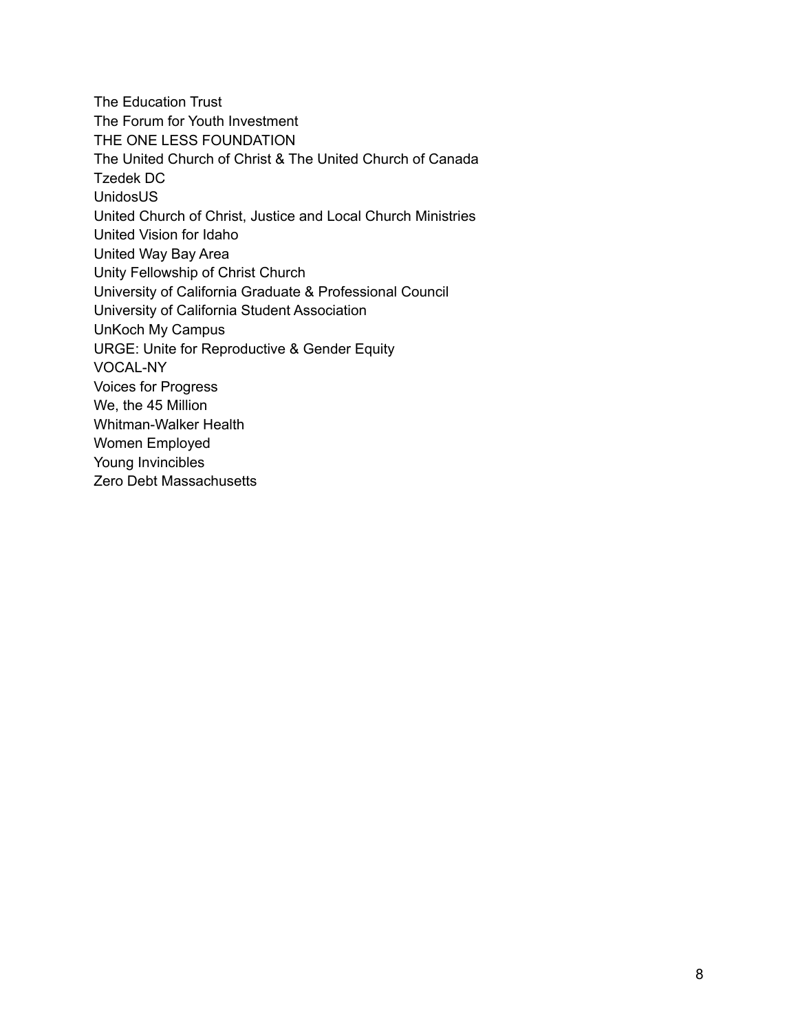The Education Trust
The Forum for Youth Investment
THE ONE LESS FOUNDATION
The United Church of Christ & The United Church of Canada
Tzedek DC
UnidosUS
United Church of Christ, Justice and Local Church Ministries
United Vision for Idaho
United Way Bay Area
Unity Fellowship of Christ Church
University of California Graduate & Professional Council
University of California Student Association
UnKoch My Campus
URGE: Unite for Reproductive & Gender Equity
VOCAL-NY
Voices for Progress
We, the 45 Million
Whitman-Walker Health
Women Employed
Young Invincibles
Zero Debt Massachusetts